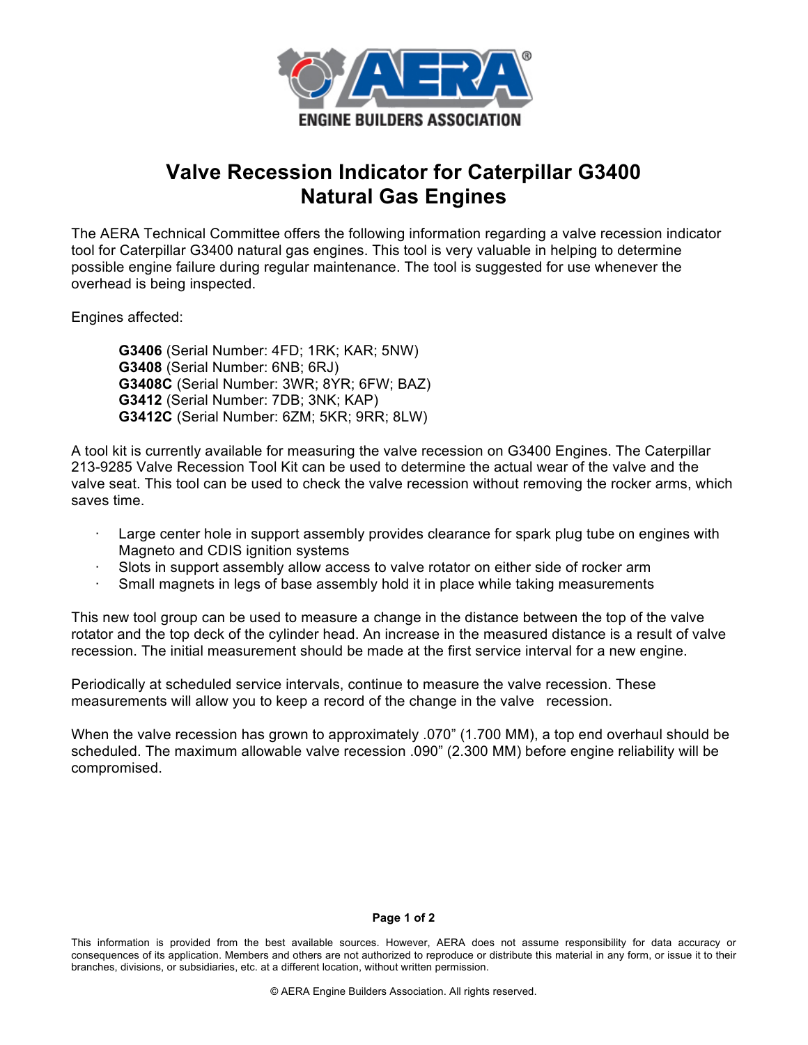# Valve Recession Indicator for Caterpillar G3400 Natural Gas Engines

The AERA Technical Committee offers the following information regarding a valve recession indicator tool for Caterpillar G3400 natural gas engines. This tool is very valuable in helping to determine possible engine failure during regular maintenance. The tool is suggested for use whenever the overhead is being inspected.

Engines affected:

**G3406** (Serial Number: 4FD; 1RK; KAR; 5NW)
**G3408** (Serial Number: 6NB; 6RJ)
**G3408C** (Serial Number: 3WR; 8YR; 6FW; BAZ)
**G3412** (Serial Number: 7DB; 3NK; KAP)
**G3412C** (Serial Number: 6ZM; 5KR; 9RR; 8LW)

A tool kit is currently available for measuring the valve recession on G3400 Engines. The Caterpillar 213-9285 Valve Recession Tool Kit can be used to determine the actual wear of the valve and the valve seat. This tool can be used to check the valve recession without removing the rocker arms, which saves time.

- Large center hole in support assembly provides clearance for spark plug tube on engines with Magneto and CDIS ignition systems
- Slots in support assembly allow access to valve rotator on either side of rocker arm
- Small magnets in legs of base assembly hold it in place while taking measurements

This new tool group can be used to measure a change in the distance between the top of the valve rotator and the top deck of the cylinder head. An increase in the measured distance is a result of valve recession. The initial measurement should be made at the first service interval for a new engine.

Periodically at scheduled service intervals, continue to measure the valve recession. These measurements will allow you to keep a record of the change in the valve recession.

When the valve recession has grown to approximately .070" (1.700 MM), a top end overhaul should be scheduled. The maximum allowable valve recession .090" (2.300 MM) before engine reliability will be compromised.

This information is provided from the best available sources. However, AERA does not assume responsibility for data accuracy or consequences of its application. Members and others are not authorized to reproduce or distribute this material in any form, or issue it to their branches, divisions, or subsidiaries, etc. at a different location, without written permission.

© AERA Engine Builders Association. All rights reserved.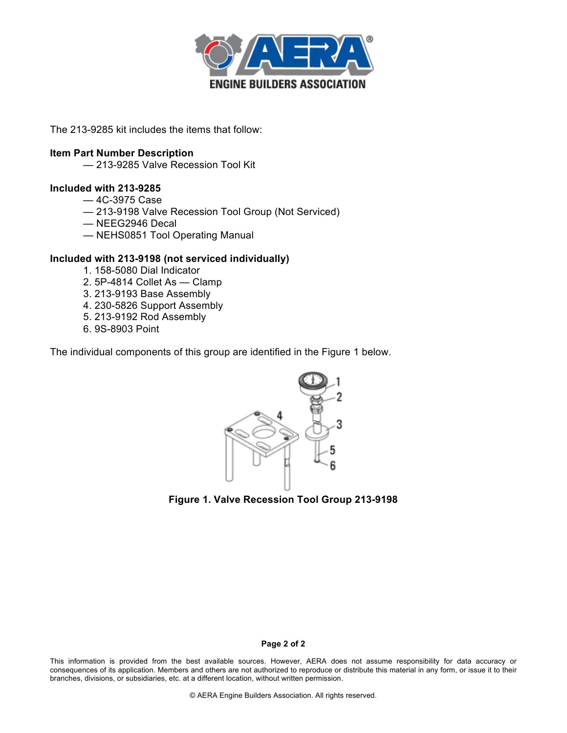The 213-9285 kit includes the items that follow:

**Item Part Number Description**

— 213-9285 Valve Recession Tool Kit

**Included with 213-9285**

— 4C-3975 Case
— 213-9198 Valve Recession Tool Group (Not Serviced)
— NEEG2946 Decal
— NEHS0851 Tool Operating Manual

**Included with 213-9198 (not serviced individually)**

1. 158-5080 Dial Indicator
2. 5P-4814 Collet As — Clamp
3. 213-9193 Base Assembly
4. 230-5826 Support Assembly
5. 213-9192 Rod Assembly
6. 9S-8903 Point

The individual components of this group are identified in the Figure 1 below.

**Figure 1. Valve Recession Tool Group 213-9198**

This information is provided from the best available sources. However, AERA does not assume responsibility for data accuracy or consequences of its application. Members and others are not authorized to reproduce or distribute this material in any form, or issue it to their branches, divisions, or subsidiaries, etc. at a different location, without written permission.

© AERA Engine Builders Association. All rights reserved.